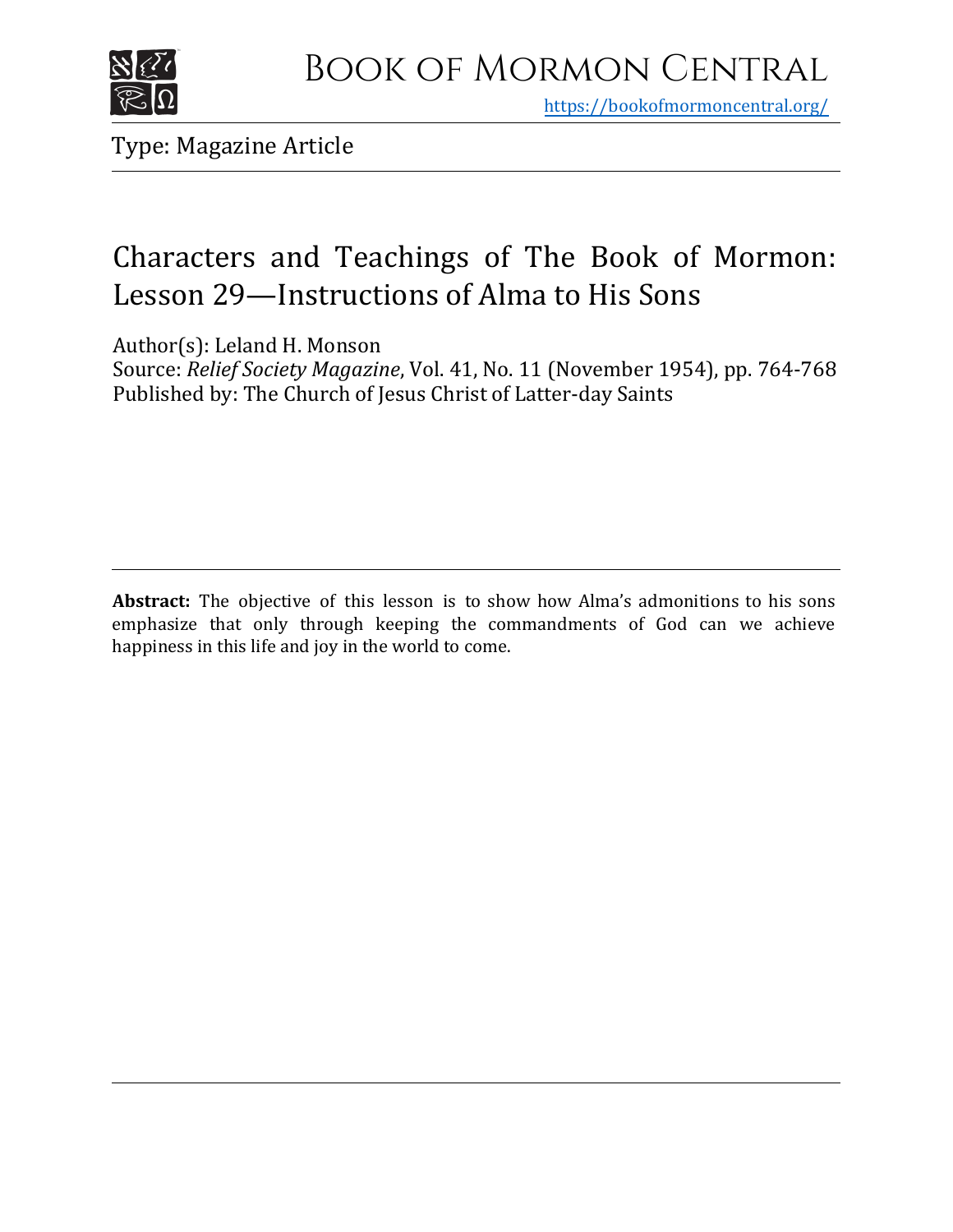Book of Mormon Central

https://bookofmormoncentral.org/

Type: Magazine Article

# Characters and Teachings of The Book of Mormon: Lesson 29—Instructions of Alma to His Sons

Author(s): Leland H. Monson

Source: *Relief Society Magazine*, Vol. 41, No. 11 (November 1954), pp. 764-768

Published by: The Church of Jesus Christ of Latter-day Saints

**Abstract:** The objective of this lesson is to show how Alma's admonitions to his sons emphasize that only through keeping the commandments of God can we achieve happiness in this life and joy in the world to come.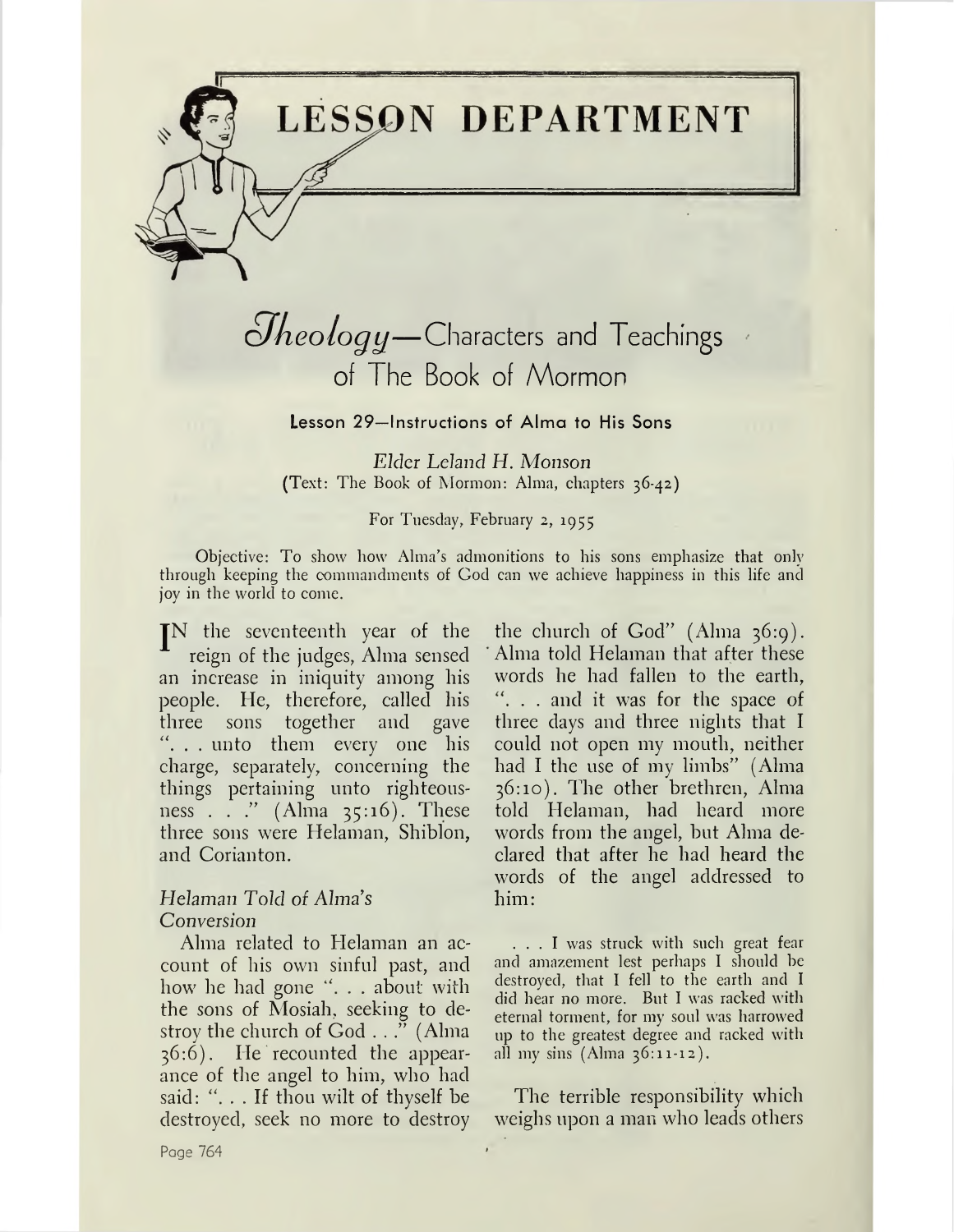# LESSON DEPARTMENT

## *Theology*—Characters and Teachings of The Book of Mormon

### Lesson 29—Instructions of Alma to His Sons

*Elder Leland H. Monson*

(Text: The Book of Mormon: Alma, chapters 36-42)

For Tuesday, February 2, 1955

Objective: To show how Alma's admonitions to his sons emphasize that only through keeping the commandments of God can we achieve happiness in this life and joy in the world to come.

IN the seventeenth year of the reign of the judges, Alma sensed an increase in iniquity among his people. He, therefore, called his three sons together and gave ". . . unto them every one his charge, separately, concerning the things pertaining unto righteousness . . ." (Alma 35:16). These three sons were Helaman, Shiblon, and Corianton.

#### *Helaman Told of Alma's Conversion*

Alma related to Helaman an account of his own sinful past, and how he had gone ". . . about with the sons of Mosiah, seeking to destroy the church of God . . ." (Alma 36:6). He recounted the appearance of the angel to him, who had said: ". . . If thou wilt of thyself be destroyed, seek no more to destroy the church of God" (Alma 36:9). Alma told Helaman that after these words he had fallen to the earth, ". . . and it was for the space of three days and three nights that I could not open my mouth, neither had I the use of my limbs" (Alma 36:10). The other brethren, Alma told Helaman, had heard more words from the angel, but Alma declared that after he had heard the words of the angel addressed to him:

> . . . I was struck with such great fear and amazement lest perhaps I should be destroyed, that I fell to the earth and I did hear no more. But I was racked with eternal torment, for my soul was harrowed up to the greatest degree and racked with all my sins (Alma 36:11-12).

The terrible responsibility which weighs upon a man who leads others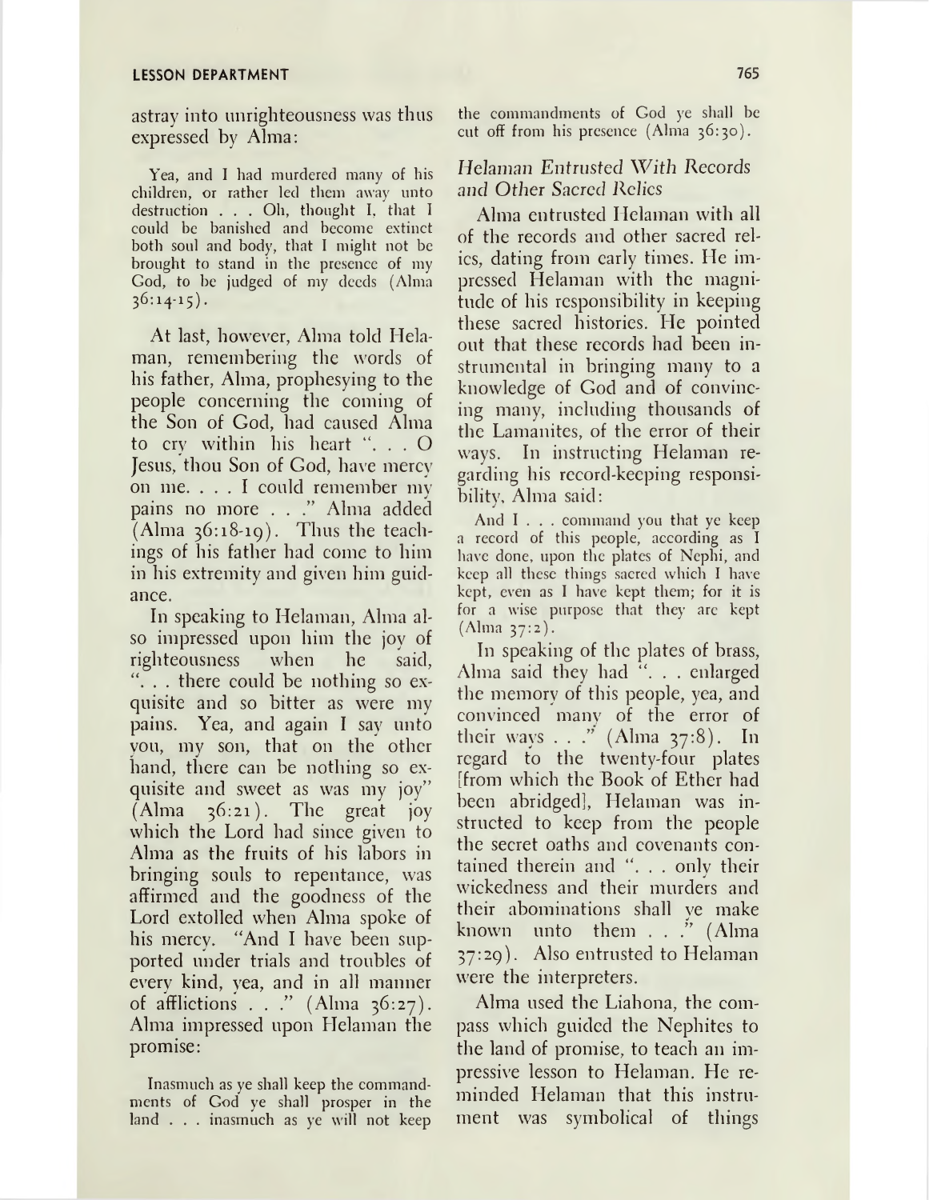astray into unrighteousness was thus expressed by Alma:

> Yea, and I had murdered many of his children, or rather led them away unto destruction . . . Oh, thought I, that I could be banished and become extinct both soul and body, that I might not be brought to stand in the presence of my God, to be judged of my deeds (Alma 36:14-15).

At last, however, Alma told Helaman, remembering the words of his father, Alma, prophesying to the people concerning the coming of the Son of God, had caused Alma to cry within his heart ". . . O Jesus, thou Son of God, have mercy on me. . . . I could remember my pains no more . . ." Alma added (Alma 36:18-19). Thus the teachings of his father had come to him in his extremity and given him guidance.

In speaking to Helaman, Alma also impressed upon him the joy of righteousness when he said, ". . . there could be nothing so exquisite and so bitter as were my pains. Yea, and again I say unto you, my son, that on the other hand, there can be nothing so exquisite and sweet as was my joy" (Alma 36:21). The great joy which the Lord had since given to Alma as the fruits of his labors in bringing souls to repentance, was affirmed and the goodness of the Lord extolled when Alma spoke of his mercy. "And I have been supported under trials and troubles of every kind, yea, and in all manner of afflictions . . ." (Alma 36:27). Alma impressed upon Helaman the promise:

> Inasmuch as ye shall keep the commandments of God ye shall prosper in the land . . . inasmuch as ye will not keep the commandments of God ye shall be cut off from his presence (Alma 36:30).

### *Helaman Entrusted With Records and Other Sacred Relics*

Alma entrusted Helaman with all of the records and other sacred relics, dating from early times. He impressed Helaman with the magnitude of his responsibility in keeping these sacred histories. He pointed out that these records had been instrumental in bringing many to a knowledge of God and of convincing many, including thousands of the Lamanites, of the error of their ways. In instructing Helaman regarding his record-keeping responsibility, Alma said:

> And I . . . command you that ye keep a record of this people, according as I have done, upon the plates of Nephi, and keep all these things sacred which I have kept, even as I have kept them; for it is for a wise purpose that they are kept (Alma 37:2).

In speaking of the plates of brass, Alma said they had ". . . enlarged the memory of this people, yea, and convinced many of the error of their ways . . ." (Alma 37:8). In regard to the twenty-four plates [from which the Book of Ether had been abridged], Helaman was instructed to keep from the people the secret oaths and covenants contained therein and ". . . only their wickedness and their murders and their abominations shall ye make known unto them . . ." (Alma 37:29). Also entrusted to Helaman were the interpreters.

Alma used the Liahona, the compass which guided the Nephites to the land of promise, to teach an impressive lesson to Helaman. He reminded Helaman that this instrument was symbolical of things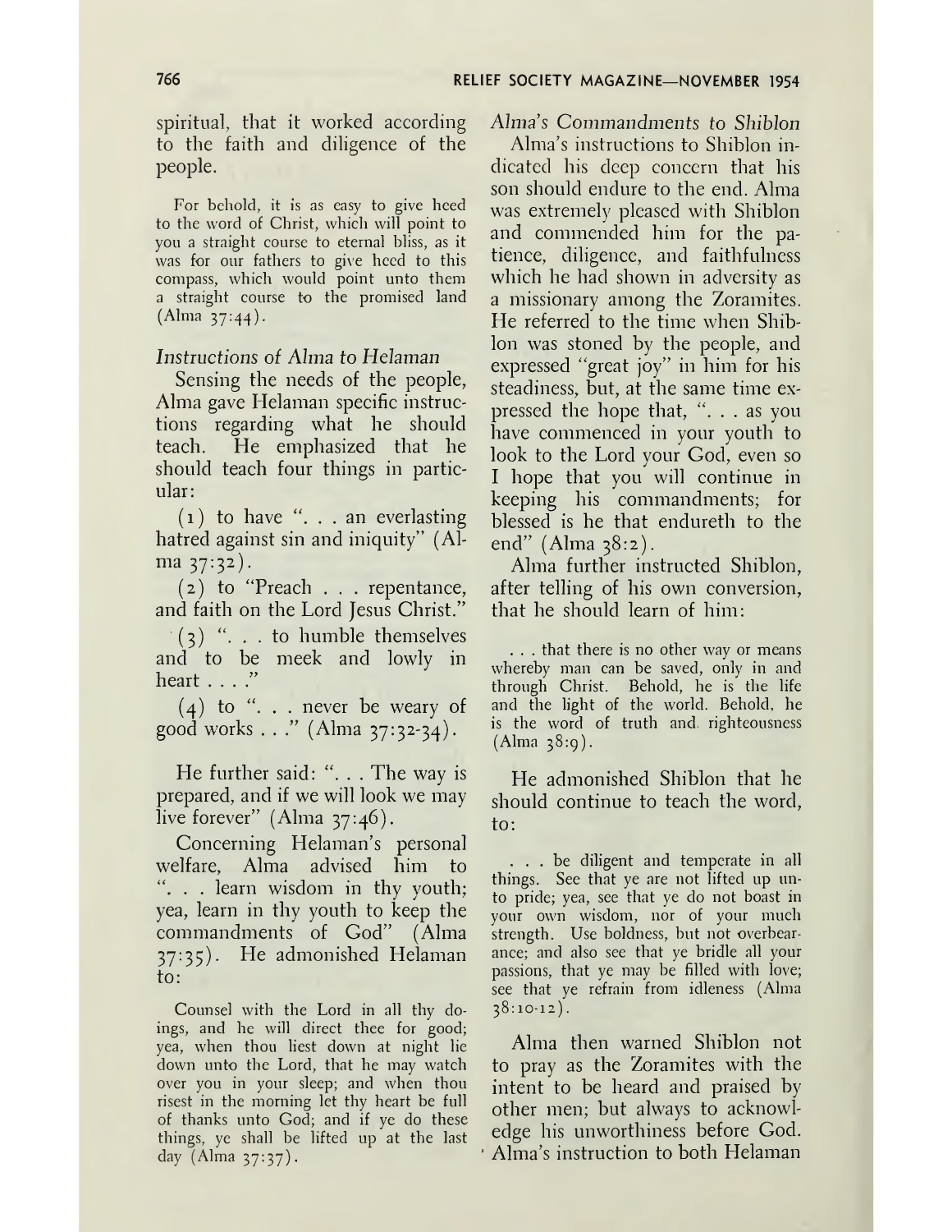spiritual, that it worked according to the faith and diligence of the people.

> For behold, it is as easy to give heed to the word of Christ, which will point to you a straight course to eternal bliss, as it was for our fathers to give heed to this compass, which would point unto them a straight course to the promised land (Alma 37:44).

*Instructions of Alma to Helaman*

Sensing the needs of the people, Alma gave Helaman specific instructions regarding what he should teach. He emphasized that he should teach four things in particular:

(1) to have ". . . an everlasting hatred against sin and iniquity" (Alma 37:32).

(2) to "Preach . . . repentance, and faith on the Lord Jesus Christ."

(3) ". . . to humble themselves and to be meek and lowly in heart . . . ."

(4) to ". . . never be weary of good works . . ." (Alma 37:32-34).

He further said: ". . . The way is prepared, and if we will look we may live forever" (Alma 37:46).

Concerning Helaman's personal welfare, Alma advised him to ". . . learn wisdom in thy youth; yea, learn in thy youth to keep the commandments of God" (Alma 37:35). He admonished Helaman to:

> Counsel with the Lord in all thy doings, and he will direct thee for good; yea, when thou liest down at night lie down unto the Lord, that he may watch over you in your sleep; and when thou risest in the morning let thy heart be full of thanks unto God; and if ye do these things, ye shall be lifted up at the last day (Alma 37:37).

*Alma's Commandments to Shiblon*

Alma's instructions to Shiblon indicated his deep concern that his son should endure to the end. Alma was extremely pleased with Shiblon and commended him for the patience, diligence, and faithfulness which he had shown in adversity as a missionary among the Zoramites. He referred to the time when Shiblon was stoned by the people, and expressed "great joy" in him for his steadiness, but, at the same time expressed the hope that, ". . . as you have commenced in your youth to look to the Lord your God, even so I hope that you will continue in keeping his commandments; for blessed is he that endureth to the end" (Alma 38:2).

Alma further instructed Shiblon, after telling of his own conversion, that he should learn of him:

> . . . that there is no other way or means whereby man can be saved, only in and through Christ. Behold, he is the life and the light of the world. Behold, he is the word of truth and righteousness (Alma 38:9).

He admonished Shiblon that he should continue to teach the word, to:

> . . . be diligent and temperate in all things. See that ye are not lifted up unto pride; yea, see that ye do not boast in your own wisdom, nor of your much strength. Use boldness, but not overbearance; and also see that ye bridle all your passions, that ye may be filled with love; see that ye refrain from idleness (Alma 38:10-12).

Alma then warned Shiblon not to pray as the Zoramites with the intent to be heard and praised by other men; but always to acknowledge his unworthiness before God. Alma's instruction to both Helaman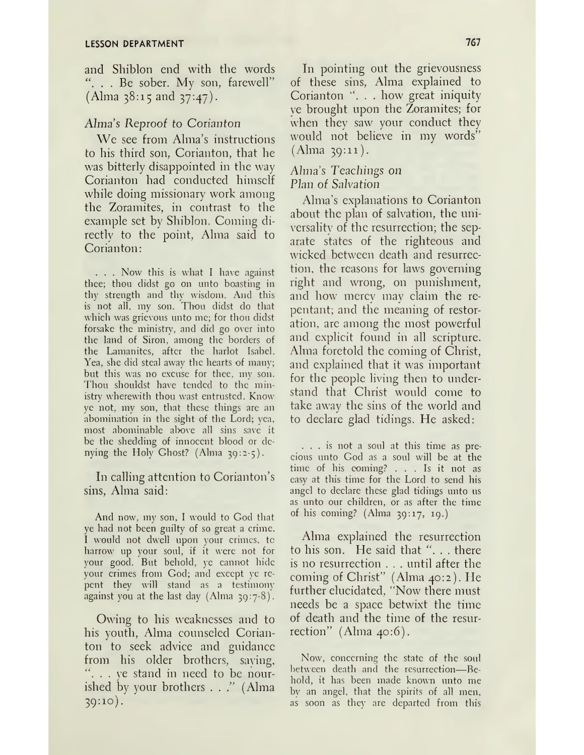and Shiblon end with the words ". . . Be sober. My son, farewell" (Alma 38:15 and 37:47).

*Alma's Reproof to Corianton*

We see from Alma's instructions to his third son, Corianton, that he was bitterly disappointed in the way Corianton had conducted himself while doing missionary work among the Zoramites, in contrast to the example set by Shiblon. Coming directly to the point, Alma said to Corianton:

> . . . Now this is what I have against thee; thou didst go on unto boasting in thy strength and thy wisdom. And this is not all, my son. Thou didst do that which was grievous unto me; for thou didst forsake the ministry, and did go over into the land of Siron, among the borders of the Lamanites, after the harlot Isabel. Yea, she did steal away the hearts of many; but this was no excuse for thee, my son. Thou shouldst have tended to the ministry wherewith thou wast entrusted. Know ye not, my son, that these things are an abomination in the sight of the Lord; yea, most abominable above all sins save it be the shedding of innocent blood or denying the Holy Ghost? (Alma 39:2-5).

In calling attention to Corianton's sins, Alma said:

> And now, my son, I would to God that ye had not been guilty of so great a crime. I would not dwell upon your crimes, to harrow up your soul, if it were not for your good. But behold, ye cannot hide your crimes from God; and except ye repent they will stand as a testimony against you at the last day (Alma 39:7-8).

Owing to his weaknesses and to his youth, Alma counseled Corianton to seek advice and guidance from his older brothers, saying, ". . . ye stand in need to be nourished by your brothers . . ." (Alma 39:10).

In pointing out the grievousness of these sins, Alma explained to Corianton ". . . how great iniquity ye brought upon the Zoramites; for when they saw your conduct they would not believe in my words" (Alma 39:11).

*Alma's Teachings on Plan of Salvation*

Alma's explanations to Corianton about the plan of salvation, the universality of the resurrection; the separate states of the righteous and wicked between death and resurrection, the reasons for laws governing right and wrong, on punishment, and how mercy may claim the repentant; and the meaning of restoration, are among the most powerful and explicit found in all scripture. Alma foretold the coming of Christ, and explained that it was important for the people living then to understand that Christ would come to take away the sins of the world and to declare glad tidings. He asked:

> . . . is not a soul at this time as precious unto God as a soul will be at the time of his coming? . . . Is it not as easy at this time for the Lord to send his angel to declare these glad tidings unto us as unto our children, or as after the time of his coming? (Alma 39:17, 19.)

Alma explained the resurrection to his son. He said that ". . . there is no resurrection . . . until after the coming of Christ" (Alma 40:2). He further elucidated, "Now there must needs be a space betwixt the time of death and the time of the resurrection" (Alma 40:6).

> Now, concerning the state of the soul between death and the resurrection—Behold, it has been made known unto me by an angel, that the spirits of all men, as soon as they are departed from this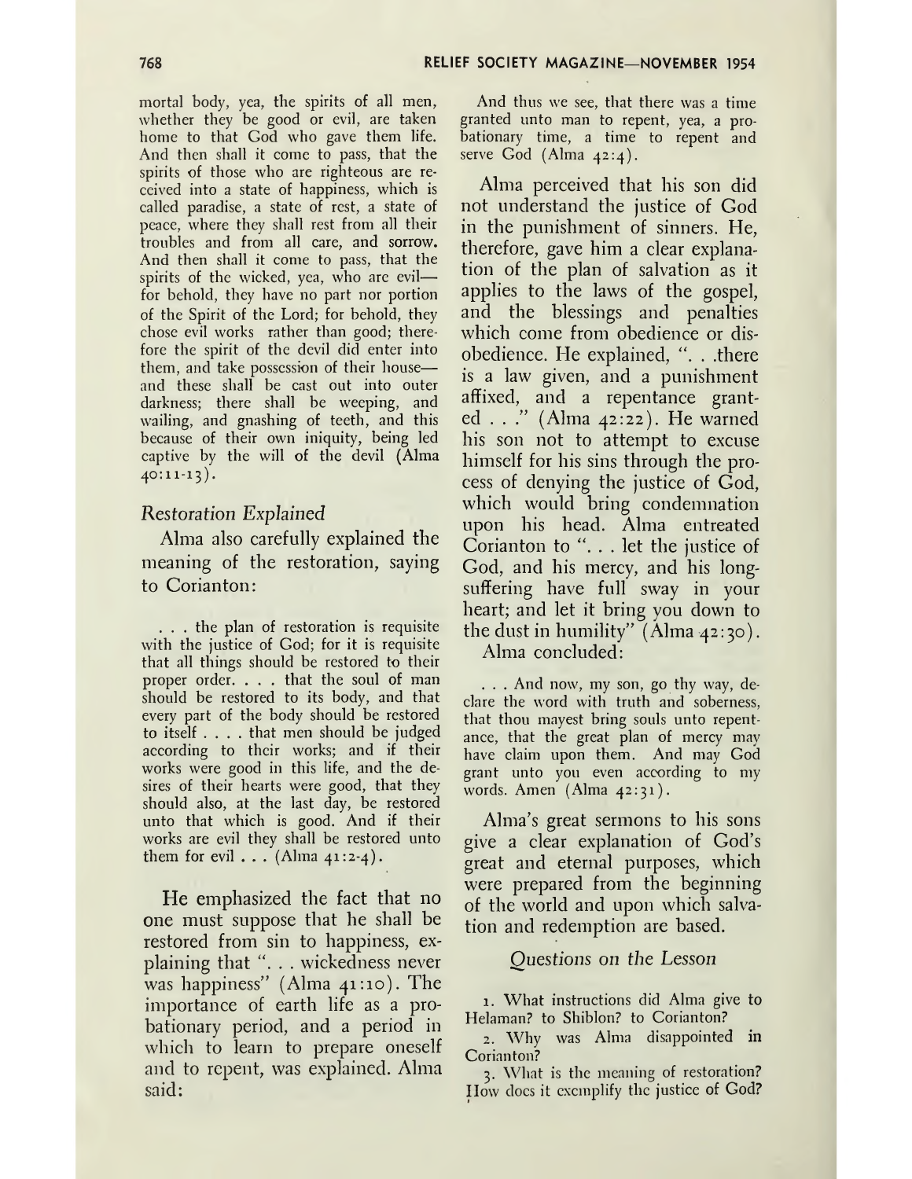mortal body, yea, the spirits of all men, whether they be good or evil, are taken home to that God who gave them life. And then shall it come to pass, that the spirits of those who are righteous are received into a state of happiness, which is called paradise, a state of rest, a state of peace, where they shall rest from all their troubles and from all care, and sorrow. And then shall it come to pass, that the spirits of the wicked, yea, who are evil—for behold, they have no part nor portion of the Spirit of the Lord; for behold, they chose evil works rather than good; therefore the spirit of the devil did enter into them, and take possession of their house—and these shall be cast out into outer darkness; there shall be weeping, and wailing, and gnashing of teeth, and this because of their own iniquity, being led captive by the will of the devil (Alma 40:11-13).

### *Restoration Explained*

Alma also carefully explained the meaning of the restoration, saying to Corianton:

> . . . the plan of restoration is requisite with the justice of God; for it is requisite that all things should be restored to their proper order. . . . that the soul of man should be restored to its body, and that every part of the body should be restored to itself . . . . that men should be judged according to their works; and if their works were good in this life, and the desires of their hearts were good, that they should also, at the last day, be restored unto that which is good. And if their works are evil they shall be restored unto them for evil . . . (Alma 41:2-4).

He emphasized the fact that no one must suppose that he shall be restored from sin to happiness, explaining that ". . . wickedness never was happiness" (Alma 41:10). The importance of earth life as a probationary period, and a period in which to learn to prepare oneself and to repent, was explained. Alma said:

> And thus we see, that there was a time granted unto man to repent, yea, a probationary time, a time to repent and serve God (Alma 42:4).

Alma perceived that his son did not understand the justice of God in the punishment of sinners. He, therefore, gave him a clear explanation of the plan of salvation as it applies to the laws of the gospel, and the blessings and penalties which come from obedience or disobedience. He explained, ". . .there is a law given, and a punishment affixed, and a repentance granted . . ." (Alma 42:22). He warned his son not to attempt to excuse himself for his sins through the process of denying the justice of God, which would bring condemnation upon his head. Alma entreated Corianton to ". . . let the justice of God, and his mercy, and his long-suffering have full sway in your heart; and let it bring you down to the dust in humility" (Alma 42:30).

Alma concluded:

> . . . And now, my son, go thy way, declare the word with truth and soberness, that thou mayest bring souls unto repentance, that the great plan of mercy may have claim upon them. And may God grant unto you even according to my words. Amen (Alma 42:31).

Alma's great sermons to his sons give a clear explanation of God's great and eternal purposes, which were prepared from the beginning of the world and upon which salvation and redemption are based.

### *Questions on the Lesson*

1. What instructions did Alma give to Helaman? to Shiblon? to Corianton?
2. Why was Alma disappointed in Corianton?
3. What is the meaning of restoration? How does it exemplify the justice of God?